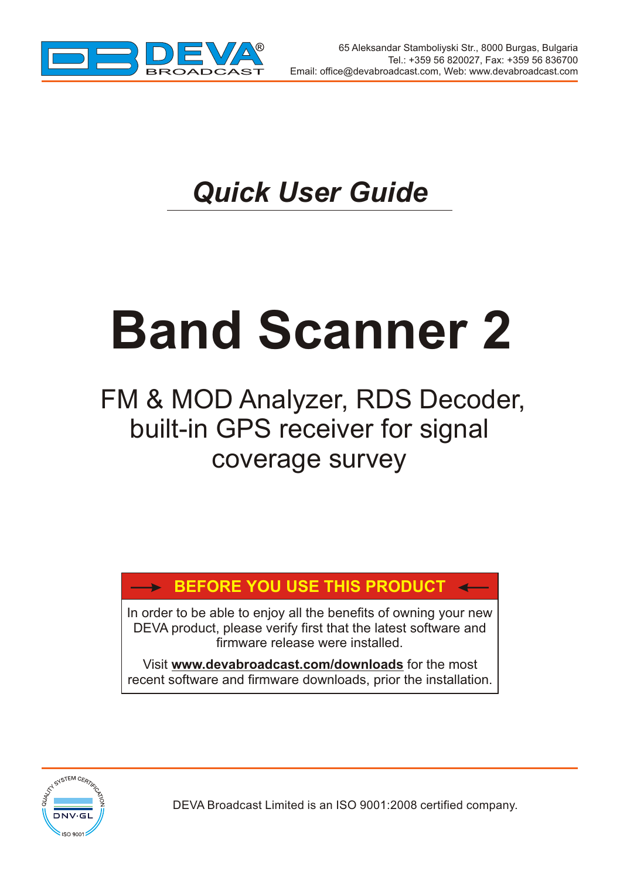65 Aleksandar Stamboliyski Str., 8000 Burgas, Bulgaria
Tel.: +359 56 820027, Fax: +359 56 836700
Email: office@devabroadcast.com, Web: www.devabroadcast.com

## *Quick User Guide*

# Band Scanner 2

FM & MOD Analyzer, RDS Decoder, built-in GPS receiver for signal coverage survey

**→ BEFORE YOU USE THIS PRODUCT ←**

In order to be able to enjoy all the benefits of owning your new DEVA product, please verify first that the latest software and firmware release were installed.

Visit **www.devabroadcast.com/downloads** for the most recent software and firmware downloads, prior the installation.

DEVA Broadcast Limited is an ISO 9001:2008 certified company.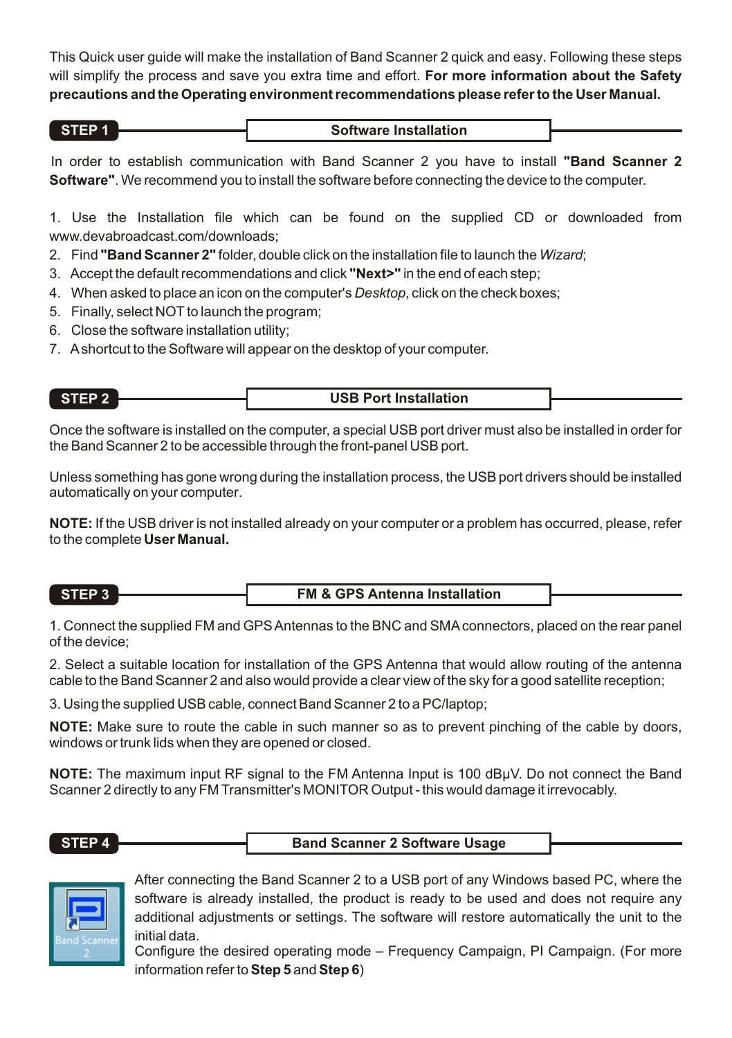This Quick user guide will make the installation of Band Scanner 2 quick and easy. Following these steps will simplify the process and save you extra time and effort. **For more information about the Safety precautions and the Operating environment recommendations please refer to the User Manual.**

## STEP 1 — Software Installation

In order to establish communication with Band Scanner 2 you have to install **"Band Scanner 2 Software"**. We recommend you to install the software before connecting the device to the computer.

1. Use the Installation file which can be found on the supplied CD or downloaded from www.devabroadcast.com/downloads;
2. Find **"Band Scanner 2"** folder, double click on the installation file to launch the *Wizard*;
3. Accept the default recommendations and click **"Next>"** in the end of each step;
4. When asked to place an icon on the computer's *Desktop*, click on the check boxes;
5. Finally, select NOT to launch the program;
6. Close the software installation utility;
7. A shortcut to the Software will appear on the desktop of your computer.

## STEP 2 — USB Port Installation

Once the software is installed on the computer, a special USB port driver must also be installed in order for the Band Scanner 2 to be accessible through the front-panel USB port.

Unless something has gone wrong during the installation process, the USB port drivers should be installed automatically on your computer.

**NOTE:** If the USB driver is not installed already on your computer or a problem has occurred, please, refer to the complete **User Manual.**

## STEP 3 — FM & GPS Antenna Installation

1. Connect the supplied FM and GPS Antennas to the BNC and SMA connectors, placed on the rear panel of the device;

2. Select a suitable location for installation of the GPS Antenna that would allow routing of the antenna cable to the Band Scanner 2 and also would provide a clear view of the sky for a good satellite reception;

3. Using the supplied USB cable, connect Band Scanner 2 to a PC/laptop;

**NOTE:** Make sure to route the cable in such manner so as to prevent pinching of the cable by doors, windows or trunk lids when they are opened or closed.

**NOTE:** The maximum input RF signal to the FM Antenna Input is 100 dBμV. Do not connect the Band Scanner 2 directly to any FM Transmitter's MONITOR Output - this would damage it irrevocably.

## STEP 4 — Band Scanner 2 Software Usage

After connecting the Band Scanner 2 to a USB port of any Windows based PC, where the software is already installed, the product is ready to be used and does not require any additional adjustments or settings. The software will restore automatically the unit to the initial data.

Configure the desired operating mode – Frequency Campaign, PI Campaign. (For more information refer to **Step 5** and **Step 6**)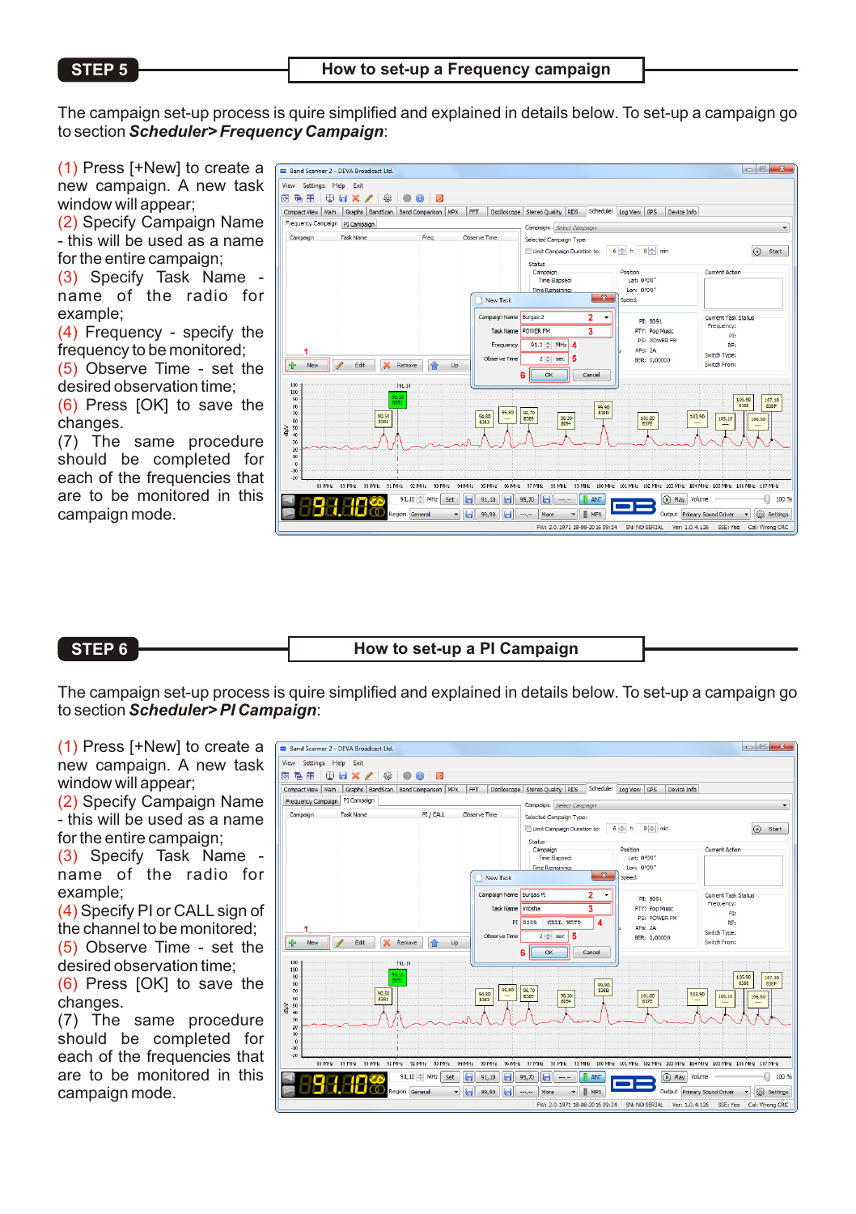## STEP 5 — How to set-up a Frequency campaign

The campaign set-up process is quire simplified and explained in details below. To set-up a campaign go to section ***Scheduler> Frequency Campaign***:

(1) Press [+New] to create a new campaign. A new task window will appear;
(2) Specify Campaign Name - this will be used as a name for the entire campaign;
(3) Specify Task Name - name of the radio for example;
(4) Frequency - specify the frequency to be monitored;
(5) Observe Time - set the desired observation time;
(6) Press [OK] to save the changes.
(7) The same procedure should be completed for each of the frequencies that are to be monitored in this campaign mode.

## STEP 6 — How to set-up a PI Campaign

The campaign set-up process is quire simplified and explained in details below. To set-up a campaign go to section ***Scheduler> PI Campaign***:

(1) Press [+New] to create a new campaign. A new task window will appear;
(2) Specify Campaign Name - this will be used as a name for the entire campaign;
(3) Specify Task Name - name of the radio for example;
(4) Specify PI or CALL sign of the channel to be monitored;
(5) Observe Time - set the desired observation time;
(6) Press [OK] to save the changes.
(7) The same procedure should be completed for each of the frequencies that are to be monitored in this campaign mode.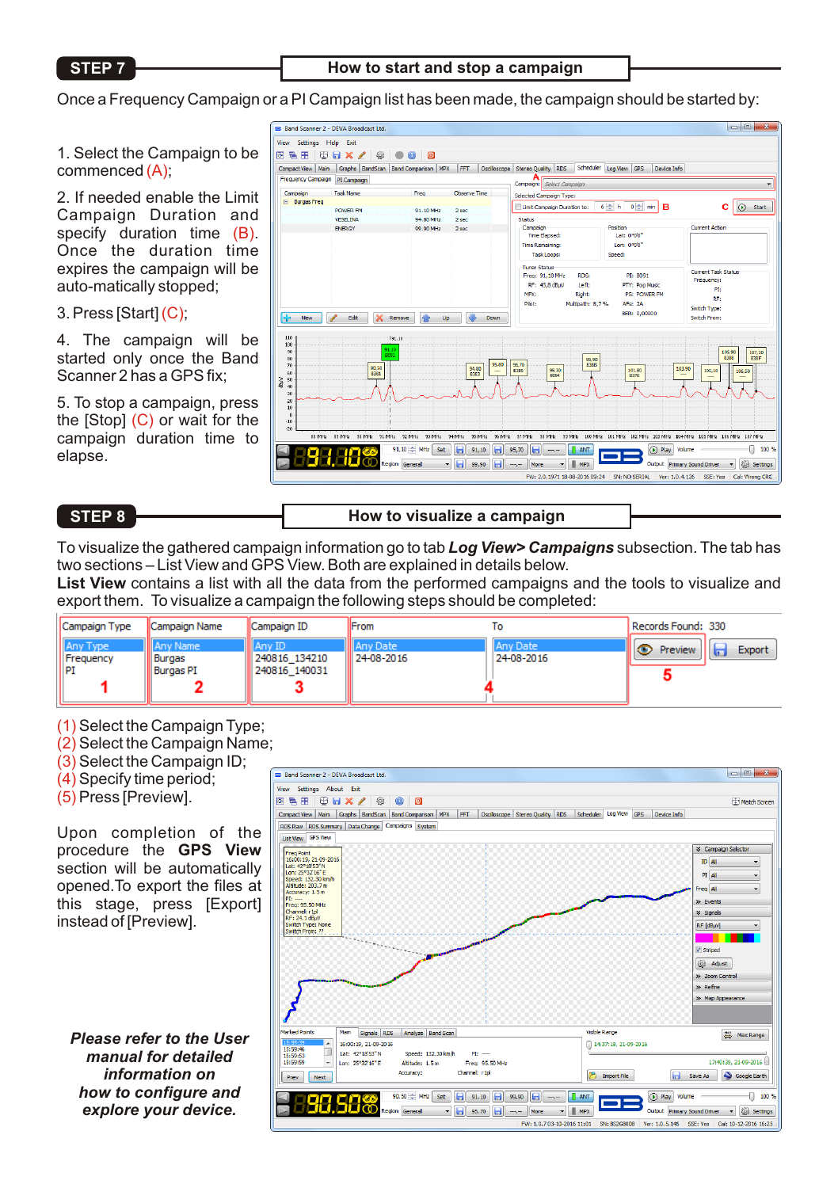## STEP 7 — How to start and stop a campaign

Once a Frequency Campaign or a PI Campaign list has been made, the campaign should be started by:

1. Select the Campaign to be commenced (A);
2. If needed enable the Limit Campaign Duration and specify duration time (B). Once the duration time expires the campaign will be auto-matically stopped;
3. Press [Start] (C);
4. The campaign will be started only once the Band Scanner 2 has a GPS fix;
5. To stop a campaign, press the [Stop] (C) or wait for the campaign duration time to elapse.

## STEP 8 — How to visualize a campaign

To visualize the gathered campaign information go to tab ***Log View> Campaigns*** subsection. The tab has two sections – List View and GPS View. Both are explained in details below.

**List View** contains a list with all the data from the performed campaigns and the tools to visualize and export them. To visualize a campaign the following steps should be completed:

| Campaign Type | Campaign Name | Campaign ID | From | To | Records Found: 330 |
|---|---|---|---|---|---|
| Any Type | Any Name | Any ID | Any Date | Any Date | Preview / Export |
| Frequency | Burgas | 240816_134210 | 24-08-2016 | 24-08-2016 | |
| PI | Burgas PI | 240816_140031 | | | |
| 1 | 2 | 3 | 4 | | 5 |

(1) Select the Campaign Type;
(2) Select the Campaign Name;
(3) Select the Campaign ID;
(4) Specify time period;
(5) Press [Preview].

Upon completion of the procedure the **GPS View** section will be automatically opened.To export the files at this stage, press [Export] instead of [Preview].

***Please refer to the User manual for detailed information on how to configure and explore your device.***